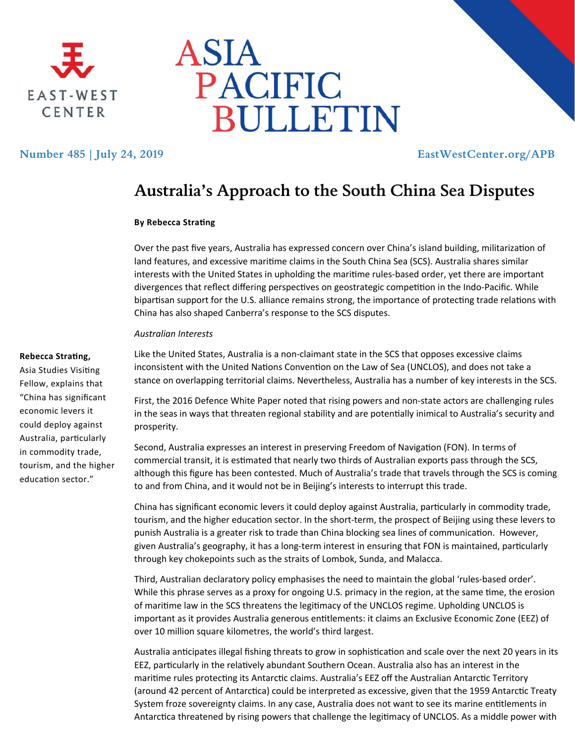# Asia Pacific Bulletin

EAST-WEST CENTER

Number 485 | July 24, 2019

EastWestCenter.org/APB

## Australia's Approach to the South China Sea Disputes

**By Rebecca Strating**

Over the past five years, Australia has expressed concern over China's island building, militarization of land features, and excessive maritime claims in the South China Sea (SCS). Australia shares similar interests with the United States in upholding the maritime rules-based order, yet there are important divergences that reflect differing perspectives on geostrategic competition in the Indo-Pacific. While bipartisan support for the U.S. alliance remains strong, the importance of protecting trade relations with China has also shaped Canberra's response to the SCS disputes.

*Australian Interests*

Like the United States, Australia is a non-claimant state in the SCS that opposes excessive claims inconsistent with the United Nations Convention on the Law of Sea (UNCLOS), and does not take a stance on overlapping territorial claims. Nevertheless, Australia has a number of key interests in the SCS.

**Rebecca Strating,** Asia Studies Visiting Fellow, explains that "China has significant economic levers it could deploy against Australia, particularly in commodity trade, tourism, and the higher education sector."

First, the 2016 Defence White Paper noted that rising powers and non-state actors are challenging rules in the seas in ways that threaten regional stability and are potentially inimical to Australia's security and prosperity.

Second, Australia expresses an interest in preserving Freedom of Navigation (FON). In terms of commercial transit, it is estimated that nearly two thirds of Australian exports pass through the SCS, although this figure has been contested. Much of Australia's trade that travels through the SCS is coming to and from China, and it would not be in Beijing's interests to interrupt this trade.

China has significant economic levers it could deploy against Australia, particularly in commodity trade, tourism, and the higher education sector. In the short-term, the prospect of Beijing using these levers to punish Australia is a greater risk to trade than China blocking sea lines of communication. However, given Australia's geography, it has a long-term interest in ensuring that FON is maintained, particularly through key chokepoints such as the straits of Lombok, Sunda, and Malacca.

Third, Australian declaratory policy emphasises the need to maintain the global 'rules-based order'. While this phrase serves as a proxy for ongoing U.S. primacy in the region, at the same time, the erosion of maritime law in the SCS threatens the legitimacy of the UNCLOS regime. Upholding UNCLOS is important as it provides Australia generous entitlements: it claims an Exclusive Economic Zone (EEZ) of over 10 million square kilometres, the world's third largest.

Australia anticipates illegal fishing threats to grow in sophistication and scale over the next 20 years in its EEZ, particularly in the relatively abundant Southern Ocean. Australia also has an interest in the maritime rules protecting its Antarctic claims. Australia's EEZ off the Australian Antarctic Territory (around 42 percent of Antarctica) could be interpreted as excessive, given that the 1959 Antarctic Treaty System froze sovereignty claims. In any case, Australia does not want to see its marine entitlements in Antarctica threatened by rising powers that challenge the legitimacy of UNCLOS. As a middle power with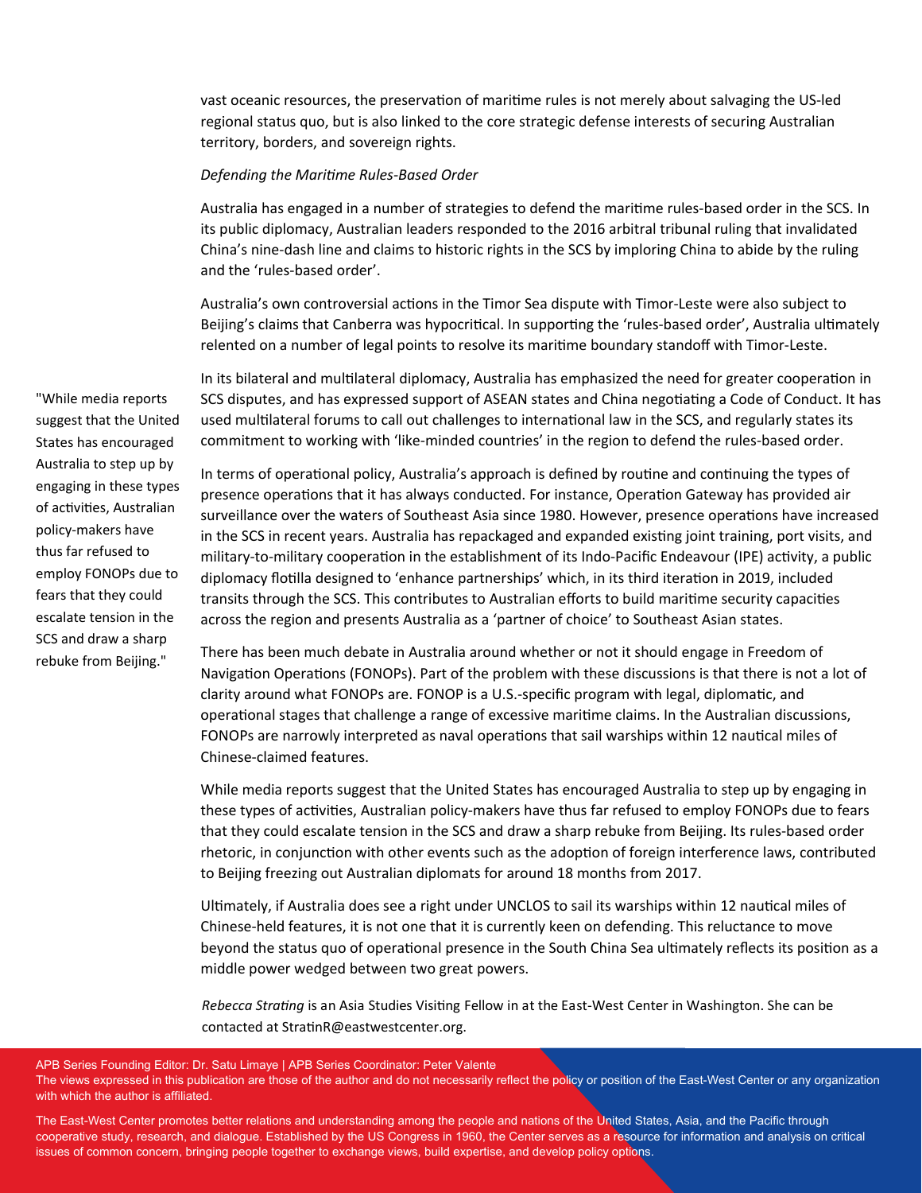vast oceanic resources, the preservation of maritime rules is not merely about salvaging the US-led regional status quo, but is also linked to the core strategic defense interests of securing Australian territory, borders, and sovereign rights.

*Defending the Maritime Rules-Based Order*

Australia has engaged in a number of strategies to defend the maritime rules-based order in the SCS. In its public diplomacy, Australian leaders responded to the 2016 arbitral tribunal ruling that invalidated China's nine-dash line and claims to historic rights in the SCS by imploring China to abide by the ruling and the 'rules-based order'.

Australia's own controversial actions in the Timor Sea dispute with Timor-Leste were also subject to Beijing's claims that Canberra was hypocritical. In supporting the 'rules-based order', Australia ultimately relented on a number of legal points to resolve its maritime boundary standoff with Timor-Leste.

In its bilateral and multilateral diplomacy, Australia has emphasized the need for greater cooperation in SCS disputes, and has expressed support of ASEAN states and China negotiating a Code of Conduct. It has used multilateral forums to call out challenges to international law in the SCS, and regularly states its commitment to working with 'like-minded countries' in the region to defend the rules-based order.

In terms of operational policy, Australia's approach is defined by routine and continuing the types of presence operations that it has always conducted. For instance, Operation Gateway has provided air surveillance over the waters of Southeast Asia since 1980. However, presence operations have increased in the SCS in recent years. Australia has repackaged and expanded existing joint training, port visits, and military-to-military cooperation in the establishment of its Indo-Pacific Endeavour (IPE) activity, a public diplomacy flotilla designed to 'enhance partnerships' which, in its third iteration in 2019, included transits through the SCS. This contributes to Australian efforts to build maritime security capacities across the region and presents Australia as a 'partner of choice' to Southeast Asian states.

There has been much debate in Australia around whether or not it should engage in Freedom of Navigation Operations (FONOPs). Part of the problem with these discussions is that there is not a lot of clarity around what FONOPs are. FONOP is a U.S.-specific program with legal, diplomatic, and operational stages that challenge a range of excessive maritime claims. In the Australian discussions, FONOPs are narrowly interpreted as naval operations that sail warships within 12 nautical miles of Chinese-claimed features.

While media reports suggest that the United States has encouraged Australia to step up by engaging in these types of activities, Australian policy-makers have thus far refused to employ FONOPs due to fears that they could escalate tension in the SCS and draw a sharp rebuke from Beijing. Its rules-based order rhetoric, in conjunction with other events such as the adoption of foreign interference laws, contributed to Beijing freezing out Australian diplomats for around 18 months from 2017.

> "While media reports suggest that the United States has encouraged Australia to step up by engaging in these types of activities, Australian policy-makers have thus far refused to employ FONOPs due to fears that they could escalate tension in the SCS and draw a sharp rebuke from Beijing."

Ultimately, if Australia does see a right under UNCLOS to sail its warships within 12 nautical miles of Chinese-held features, it is not one that it is currently keen on defending. This reluctance to move beyond the status quo of operational presence in the South China Sea ultimately reflects its position as a middle power wedged between two great powers.

*Rebecca Strating* is an Asia Studies Visiting Fellow in at the East-West Center in Washington. She can be contacted at StratinR@eastwestcenter.org.

APB Series Founding Editor: Dr. Satu Limaye | APB Series Coordinator: Peter Valente

The views expressed in this publication are those of the author and do not necessarily reflect the policy or position of the East-West Center or any organization with which the author is affiliated.

The East-West Center promotes better relations and understanding among the people and nations of the United States, Asia, and the Pacific through cooperative study, research, and dialogue. Established by the US Congress in 1960, the Center serves as a resource for information and analysis on critical issues of common concern, bringing people together to exchange views, build expertise, and develop policy options.